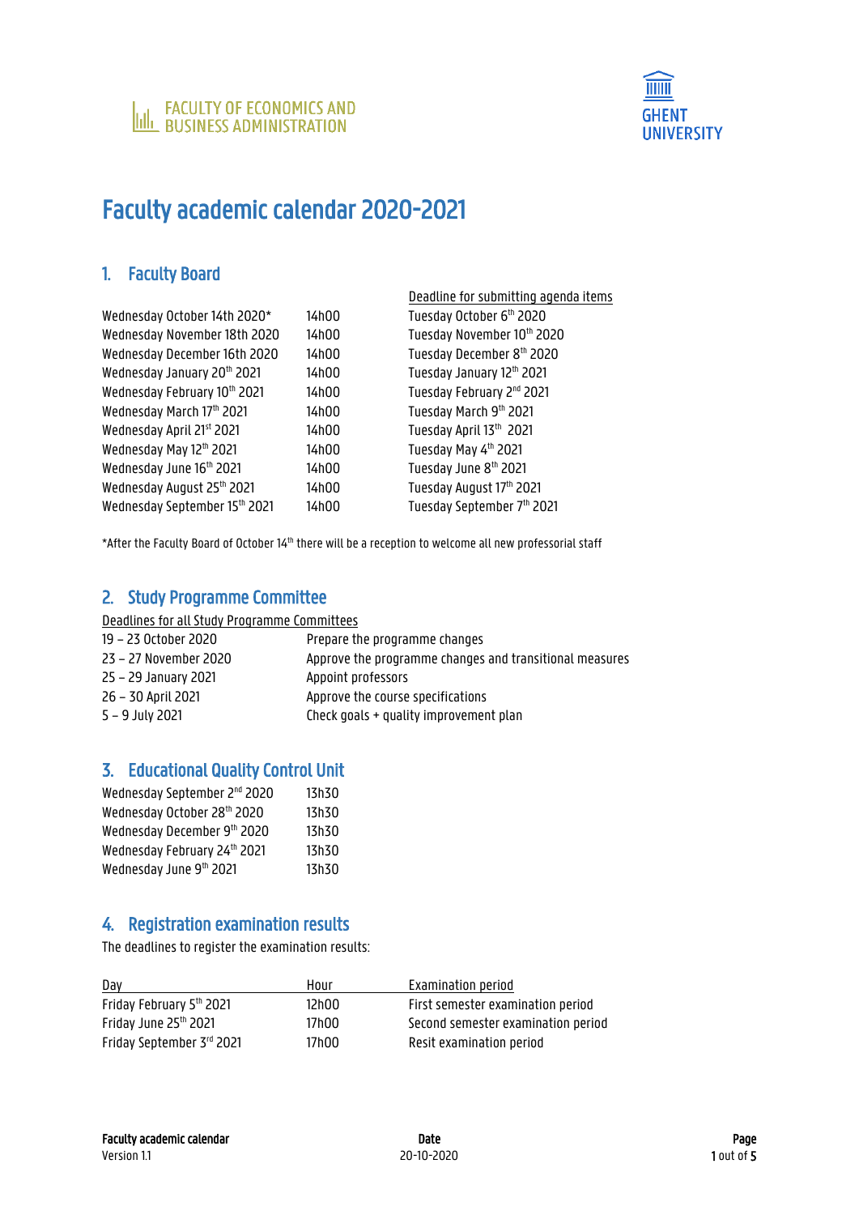FACULTY OF ECONOMICS AND BUSINESS ADMINISTRATION

GHENT UNIVERSITY

# Faculty academic calendar 2020-2021

## 1. Faculty Board

| | | Deadline for submitting agenda items |
|---|---|---|
| Wednesday October 14th 2020* | 14h00 | Tuesday October 6th 2020 |
| Wednesday November 18th 2020 | 14h00 | Tuesday November 10th 2020 |
| Wednesday December 16th 2020 | 14h00 | Tuesday December 8th 2020 |
| Wednesday January 20th 2021 | 14h00 | Tuesday January 12th 2021 |
| Wednesday February 10th 2021 | 14h00 | Tuesday February 2nd 2021 |
| Wednesday March 17th 2021 | 14h00 | Tuesday March 9th 2021 |
| Wednesday April 21st 2021 | 14h00 | Tuesday April 13th 2021 |
| Wednesday May 12th 2021 | 14h00 | Tuesday May 4th 2021 |
| Wednesday June 16th 2021 | 14h00 | Tuesday June 8th 2021 |
| Wednesday August 25th 2021 | 14h00 | Tuesday August 17th 2021 |
| Wednesday September 15th 2021 | 14h00 | Tuesday September 7th 2021 |

*After the Faculty Board of October 14th there will be a reception to welcome all new professorial staff

## 2. Study Programme Committee

Deadlines for all Study Programme Committees

| | |
|---|---|
| 19 – 23 October 2020 | Prepare the programme changes |
| 23 – 27 November 2020 | Approve the programme changes and transitional measures |
| 25 – 29 January 2021 | Appoint professors |
| 26 – 30 April 2021 | Approve the course specifications |
| 5 – 9 July 2021 | Check goals + quality improvement plan |

## 3. Educational Quality Control Unit

| | |
|---|---|
| Wednesday September 2nd 2020 | 13h30 |
| Wednesday October 28th 2020 | 13h30 |
| Wednesday December 9th 2020 | 13h30 |
| Wednesday February 24th 2021 | 13h30 |
| Wednesday June 9th 2021 | 13h30 |

## 4. Registration examination results

The deadlines to register the examination results:

| Day | Hour | Examination period |
|---|---|---|
| Friday February 5th 2021 | 12h00 | First semester examination period |
| Friday June 25th 2021 | 17h00 | Second semester examination period |
| Friday September 3rd 2021 | 17h00 | Resit examination period |

Faculty academic calendar
Version 1.1

Date
20-10-2020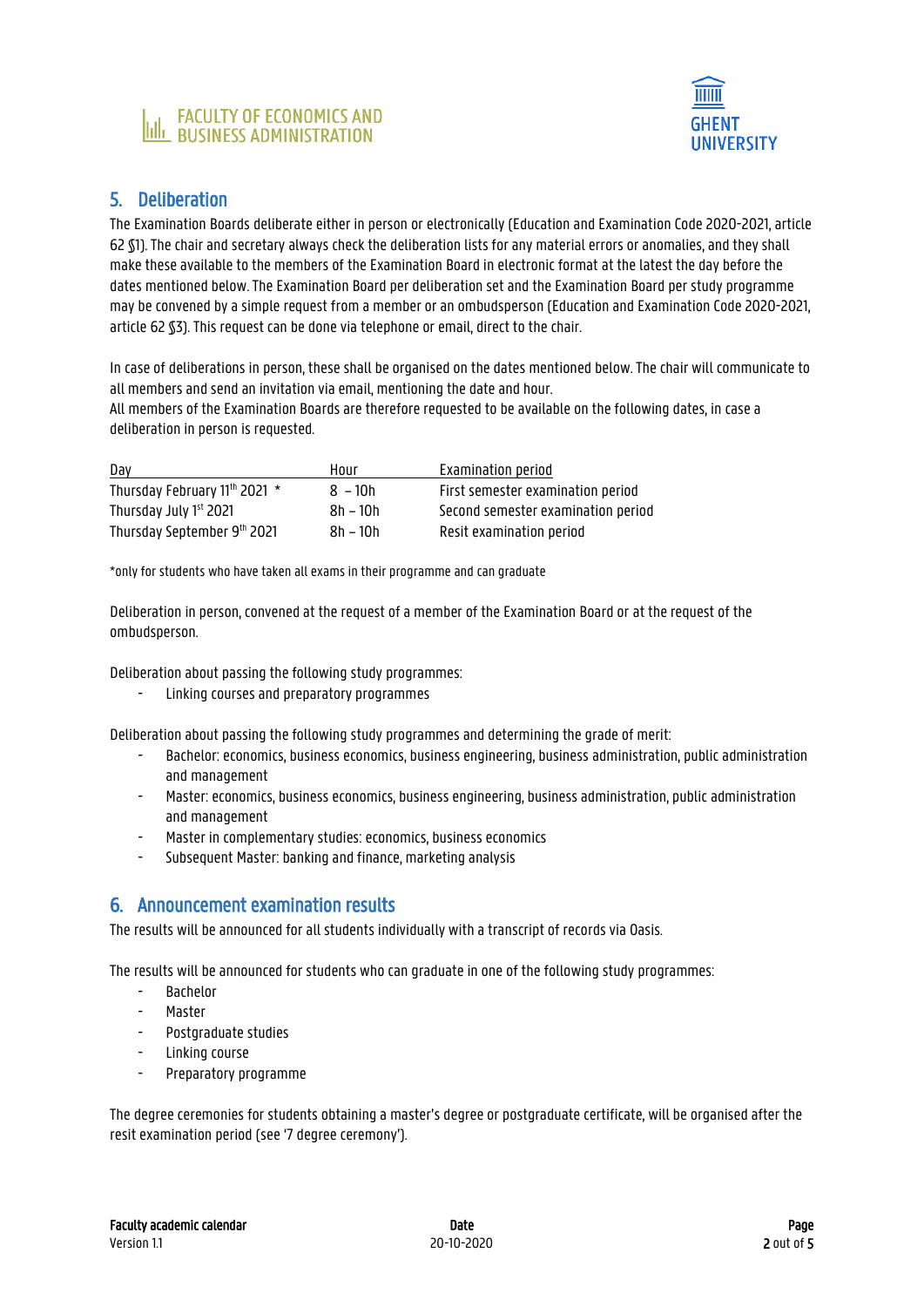## 5. Deliberation

The Examination Boards deliberate either in person or electronically (Education and Examination Code 2020-2021, article 62 §1). The chair and secretary always check the deliberation lists for any material errors or anomalies, and they shall make these available to the members of the Examination Board in electronic format at the latest the day before the dates mentioned below. The Examination Board per deliberation set and the Examination Board per study programme may be convened by a simple request from a member or an ombudsperson (Education and Examination Code 2020-2021, article 62 §3). This request can be done via telephone or email, direct to the chair.

In case of deliberations in person, these shall be organised on the dates mentioned below. The chair will communicate to all members and send an invitation via email, mentioning the date and hour.
All members of the Examination Boards are therefore requested to be available on the following dates, in case a deliberation in person is requested.

| Day | Hour | Examination period |
|---|---|---|
| Thursday February 11th 2021 * | 8 – 10h | First semester examination period |
| Thursday July 1st 2021 | 8h – 10h | Second semester examination period |
| Thursday September 9th 2021 | 8h – 10h | Resit examination period |

*only for students who have taken all exams in their programme and can graduate

Deliberation in person, convened at the request of a member of the Examination Board or at the request of the ombudsperson.

Deliberation about passing the following study programmes:

- Linking courses and preparatory programmes

Deliberation about passing the following study programmes and determining the grade of merit:

- Bachelor: economics, business economics, business engineering, business administration, public administration and management
- Master: economics, business economics, business engineering, business administration, public administration and management
- Master in complementary studies: economics, business economics
- Subsequent Master: banking and finance, marketing analysis

## 6. Announcement examination results

The results will be announced for all students individually with a transcript of records via Oasis.

The results will be announced for students who can graduate in one of the following study programmes:

- Bachelor
- Master
- Postgraduate studies
- Linking course
- Preparatory programme

The degree ceremonies for students obtaining a master's degree or postgraduate certificate, will be organised after the resit examination period (see '7 degree ceremony').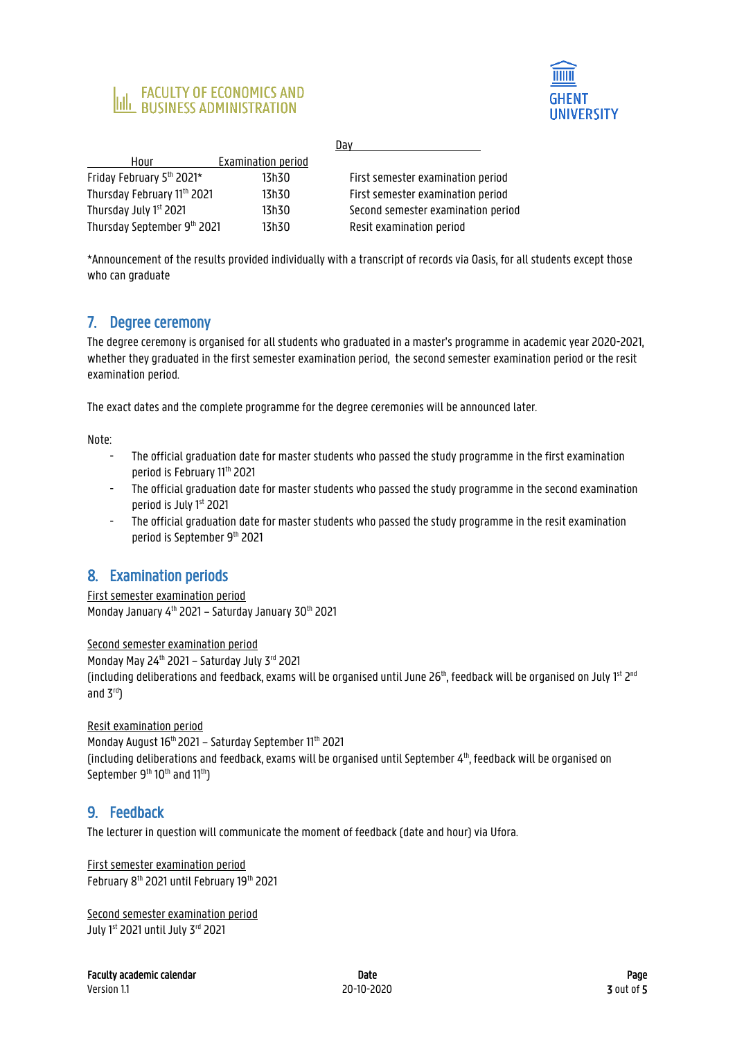| Hour | Examination period | Day |
| --- | --- | --- |
| Friday February 5th 2021* | 13h30 | First semester examination period |
| Thursday February 11th 2021 | 13h30 | First semester examination period |
| Thursday July 1st 2021 | 13h30 | Second semester examination period |
| Thursday September 9th 2021 | 13h30 | Resit examination period |

*Announcement of the results provided individually with a transcript of records via Oasis, for all students except those who can graduate

## 7. Degree ceremony

The degree ceremony is organised for all students who graduated in a master's programme in academic year 2020-2021, whether they graduated in the first semester examination period, the second semester examination period or the resit examination period.

The exact dates and the complete programme for the degree ceremonies will be announced later.

Note:

- The official graduation date for master students who passed the study programme in the first examination period is February 11th 2021
- The official graduation date for master students who passed the study programme in the second examination period is July 1st 2021
- The official graduation date for master students who passed the study programme in the resit examination period is September 9th 2021

## 8. Examination periods

First semester examination period
Monday January 4th 2021 – Saturday January 30th 2021

Second semester examination period
Monday May 24th 2021 – Saturday July 3rd 2021
(including deliberations and feedback, exams will be organised until June 26th, feedback will be organised on July 1st 2nd and 3rd)

Resit examination period
Monday August 16th 2021 – Saturday September 11th 2021
(including deliberations and feedback, exams will be organised until September 4th, feedback will be organised on September 9th 10th and 11th)

## 9. Feedback

The lecturer in question will communicate the moment of feedback (date and hour) via Ufora.

First semester examination period
February 8th 2021 until February 19th 2021

Second semester examination period
July 1st 2021 until July 3rd 2021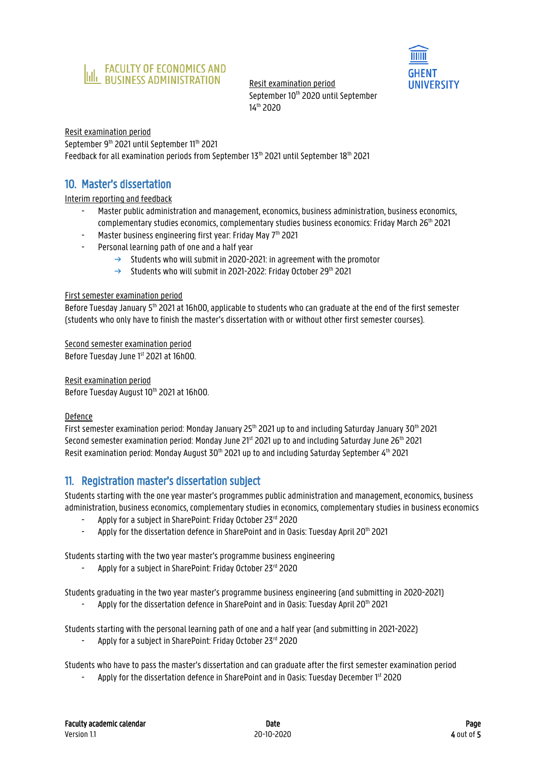Resit examination period
September 10th 2020 until September 14th 2020

Resit examination period
September 9th 2021 until September 11th 2021
Feedback for all examination periods from September 13th 2021 until September 18th 2021

## 10. Master's dissertation

Interim reporting and feedback

- Master public administration and management, economics, business administration, business economics, complementary studies economics, complementary studies business economics: Friday March 26th 2021
- Master business engineering first year: Friday May 7th 2021
- Personal learning path of one and a half year
  - → Students who will submit in 2020-2021: in agreement with the promotor
  - → Students who will submit in 2021-2022: Friday October 29th 2021

First semester examination period
Before Tuesday January 5th 2021 at 16h00, applicable to students who can graduate at the end of the first semester (students who only have to finish the master's dissertation with or without other first semester courses).

Second semester examination period
Before Tuesday June 1st 2021 at 16h00.

Resit examination period
Before Tuesday August 10th 2021 at 16h00.

Defence
First semester examination period: Monday January 25th 2021 up to and including Saturday January 30th 2021
Second semester examination period: Monday June 21st 2021 up to and including Saturday June 26th 2021
Resit examination period: Monday August 30th 2021 up to and including Saturday September 4th 2021

## 11. Registration master's dissertation subject

Students starting with the one year master's programmes public administration and management, economics, business administration, business economics, complementary studies in economics, complementary studies in business economics

- Apply for a subject in SharePoint: Friday October 23rd 2020
- Apply for the dissertation defence in SharePoint and in Oasis: Tuesday April 20th 2021

Students starting with the two year master's programme business engineering

- Apply for a subject in SharePoint: Friday October 23rd 2020

Students graduating in the two year master's programme business engineering (and submitting in 2020-2021)

- Apply for the dissertation defence in SharePoint and in Oasis: Tuesday April 20th 2021

Students starting with the personal learning path of one and a half year (and submitting in 2021-2022)

- Apply for a subject in SharePoint: Friday October 23rd 2020

Students who have to pass the master's dissertation and can graduate after the first semester examination period

- Apply for the dissertation defence in SharePoint and in Oasis: Tuesday December 1st 2020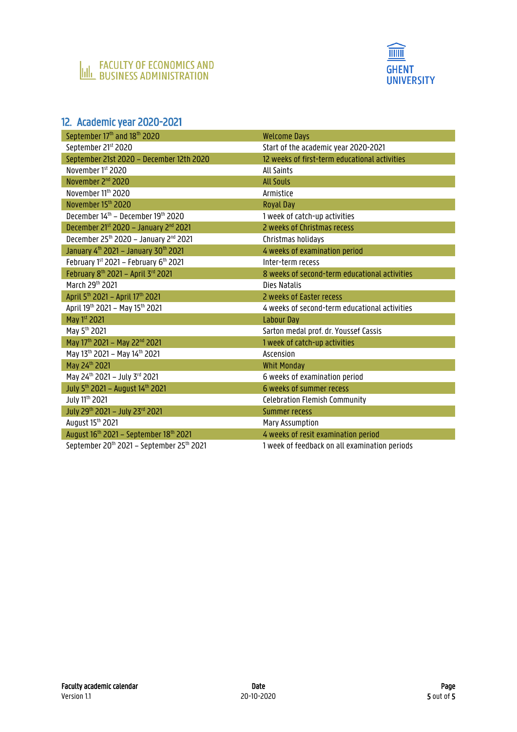## 12. Academic year 2020-2021

| | |
|---|---|
| September 17th and 18th 2020 | Welcome Days |
| September 21st 2020 | Start of the academic year 2020-2021 |
| September 21st 2020 – December 12th 2020 | 12 weeks of first-term educational activities |
| November 1st 2020 | All Saints |
| November 2nd 2020 | All Souls |
| November 11th 2020 | Armistice |
| November 15th 2020 | Royal Day |
| December 14th – December 19th 2020 | 1 week of catch-up activities |
| December 21st 2020 – January 2nd 2021 | 2 weeks of Christmas recess |
| December 25th 2020 – January 2nd 2021 | Christmas holidays |
| January 4th 2021 – January 30th 2021 | 4 weeks of examination period |
| February 1st 2021 – February 6th 2021 | Inter-term recess |
| February 8th 2021 – April 3rd 2021 | 8 weeks of second-term educational activities |
| March 29th 2021 | Dies Natalis |
| April 5th 2021 – April 17th 2021 | 2 weeks of Easter recess |
| April 19th 2021 – May 15th 2021 | 4 weeks of second-term educational activities |
| May 1st 2021 | Labour Day |
| May 5th 2021 | Sarton medal prof. dr. Youssef Cassis |
| May 17th 2021 – May 22nd 2021 | 1 week of catch-up activities |
| May 13th 2021 – May 14th 2021 | Ascension |
| May 24th 2021 | Whit Monday |
| May 24th 2021 – July 3rd 2021 | 6 weeks of examination period |
| July 5th 2021 – August 14th 2021 | 6 weeks of summer recess |
| July 11th 2021 | Celebration Flemish Community |
| July 29th 2021 – July 23rd 2021 | Summer recess |
| August 15th 2021 | Mary Assumption |
| August 16th 2021 – September 18th 2021 | 4 weeks of resit examination period |
| September 20th 2021 – September 25th 2021 | 1 week of feedback on all examination periods |